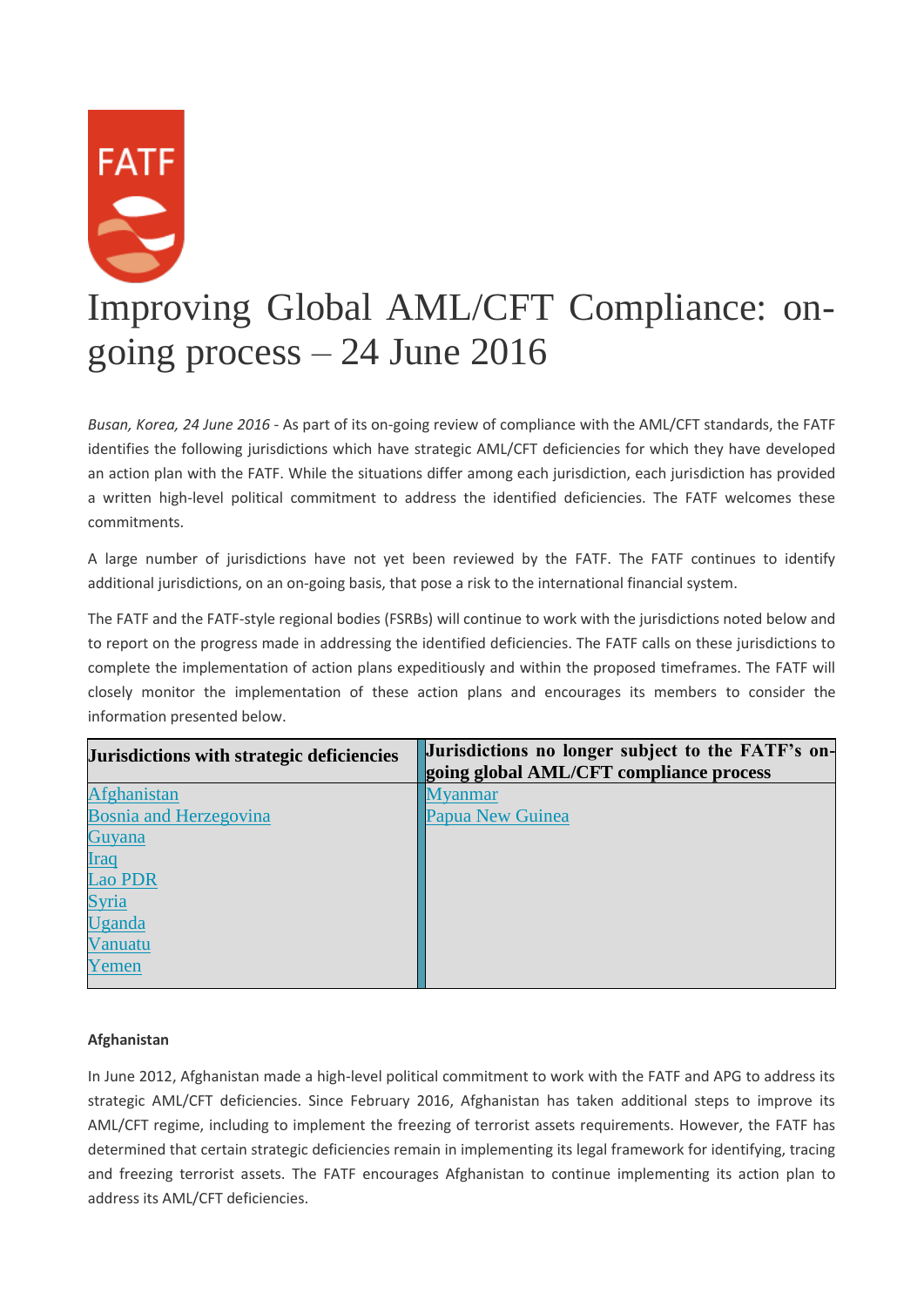# Improving Global AML/CFT Compliance: on-going process – 24 June 2016

*Busan, Korea, 24 June 2016* - As part of its on-going review of compliance with the AML/CFT standards, the FATF identifies the following jurisdictions which have strategic AML/CFT deficiencies for which they have developed an action plan with the FATF. While the situations differ among each jurisdiction, each jurisdiction has provided a written high-level political commitment to address the identified deficiencies. The FATF welcomes these commitments.

A large number of jurisdictions have not yet been reviewed by the FATF. The FATF continues to identify additional jurisdictions, on an on-going basis, that pose a risk to the international financial system.

The FATF and the FATF-style regional bodies (FSRBs) will continue to work with the jurisdictions noted below and to report on the progress made in addressing the identified deficiencies. The FATF calls on these jurisdictions to complete the implementation of action plans expeditiously and within the proposed timeframes. The FATF will closely monitor the implementation of these action plans and encourages its members to consider the information presented below.

| Jurisdictions with strategic deficiencies | Jurisdictions no longer subject to the FATF's on-going global AML/CFT compliance process |
|---|---|
| Afghanistan | Myanmar |
| Bosnia and Herzegovina | Papua New Guinea |
| Guyana | |
| Iraq | |
| Lao PDR | |
| Syria | |
| Uganda | |
| Vanuatu | |
| Yemen | |

**Afghanistan**

In June 2012, Afghanistan made a high-level political commitment to work with the FATF and APG to address its strategic AML/CFT deficiencies. Since February 2016, Afghanistan has taken additional steps to improve its AML/CFT regime, including to implement the freezing of terrorist assets requirements. However, the FATF has determined that certain strategic deficiencies remain in implementing its legal framework for identifying, tracing and freezing terrorist assets. The FATF encourages Afghanistan to continue implementing its action plan to address its AML/CFT deficiencies.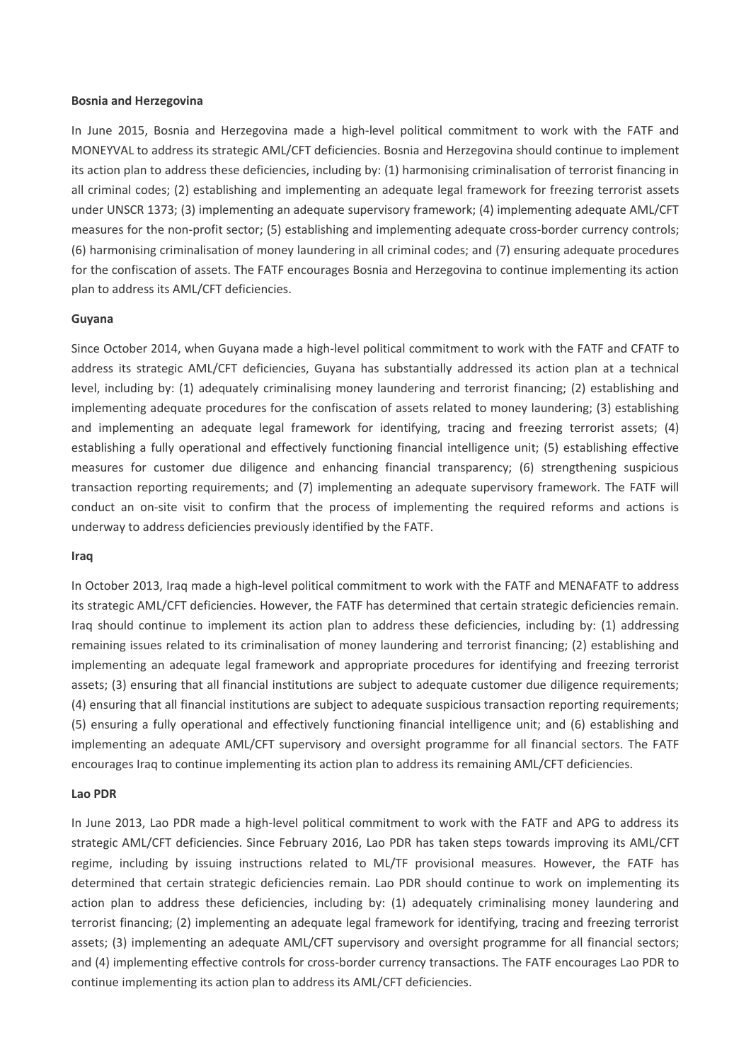**Bosnia and Herzegovina**

In June 2015, Bosnia and Herzegovina made a high-level political commitment to work with the FATF and MONEYVAL to address its strategic AML/CFT deficiencies. Bosnia and Herzegovina should continue to implement its action plan to address these deficiencies, including by: (1) harmonising criminalisation of terrorist financing in all criminal codes; (2) establishing and implementing an adequate legal framework for freezing terrorist assets under UNSCR 1373; (3) implementing an adequate supervisory framework; (4) implementing adequate AML/CFT measures for the non-profit sector; (5) establishing and implementing adequate cross-border currency controls; (6) harmonising criminalisation of money laundering in all criminal codes; and (7) ensuring adequate procedures for the confiscation of assets. The FATF encourages Bosnia and Herzegovina to continue implementing its action plan to address its AML/CFT deficiencies.

**Guyana**

Since October 2014, when Guyana made a high-level political commitment to work with the FATF and CFATF to address its strategic AML/CFT deficiencies, Guyana has substantially addressed its action plan at a technical level, including by: (1) adequately criminalising money laundering and terrorist financing; (2) establishing and implementing adequate procedures for the confiscation of assets related to money laundering; (3) establishing and implementing an adequate legal framework for identifying, tracing and freezing terrorist assets; (4) establishing a fully operational and effectively functioning financial intelligence unit; (5) establishing effective measures for customer due diligence and enhancing financial transparency; (6) strengthening suspicious transaction reporting requirements; and (7) implementing an adequate supervisory framework. The FATF will conduct an on-site visit to confirm that the process of implementing the required reforms and actions is underway to address deficiencies previously identified by the FATF.

**Iraq**

In October 2013, Iraq made a high-level political commitment to work with the FATF and MENAFATF to address its strategic AML/CFT deficiencies. However, the FATF has determined that certain strategic deficiencies remain. Iraq should continue to implement its action plan to address these deficiencies, including by: (1) addressing remaining issues related to its criminalisation of money laundering and terrorist financing; (2) establishing and implementing an adequate legal framework and appropriate procedures for identifying and freezing terrorist assets; (3) ensuring that all financial institutions are subject to adequate customer due diligence requirements; (4) ensuring that all financial institutions are subject to adequate suspicious transaction reporting requirements; (5) ensuring a fully operational and effectively functioning financial intelligence unit; and (6) establishing and implementing an adequate AML/CFT supervisory and oversight programme for all financial sectors. The FATF encourages Iraq to continue implementing its action plan to address its remaining AML/CFT deficiencies.

**Lao PDR**

In June 2013, Lao PDR made a high-level political commitment to work with the FATF and APG to address its strategic AML/CFT deficiencies. Since February 2016, Lao PDR has taken steps towards improving its AML/CFT regime, including by issuing instructions related to ML/TF provisional measures. However, the FATF has determined that certain strategic deficiencies remain. Lao PDR should continue to work on implementing its action plan to address these deficiencies, including by: (1) adequately criminalising money laundering and terrorist financing; (2) implementing an adequate legal framework for identifying, tracing and freezing terrorist assets; (3) implementing an adequate AML/CFT supervisory and oversight programme for all financial sectors; and (4) implementing effective controls for cross-border currency transactions. The FATF encourages Lao PDR to continue implementing its action plan to address its AML/CFT deficiencies.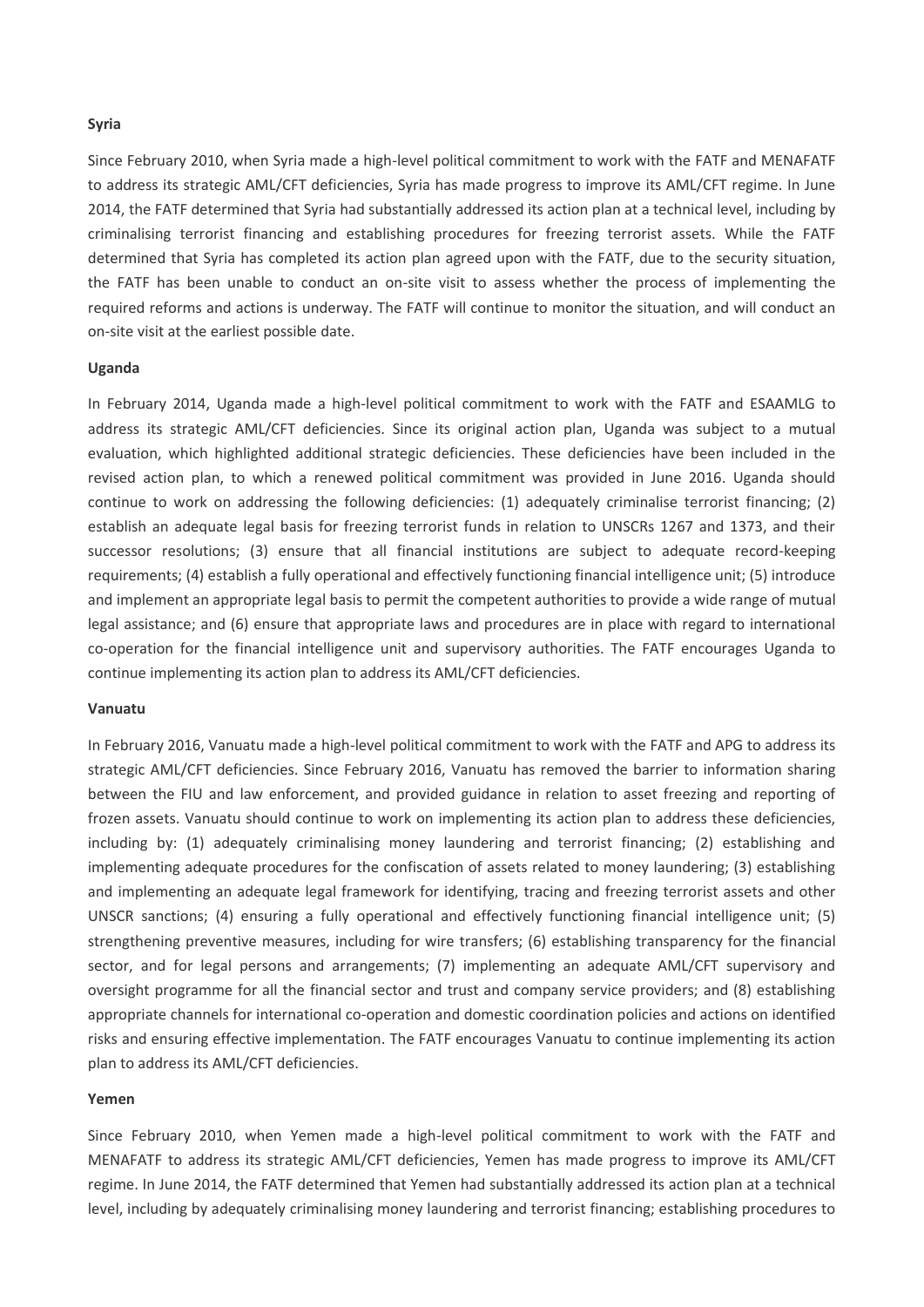**Syria**

Since February 2010, when Syria made a high-level political commitment to work with the FATF and MENAFATF to address its strategic AML/CFT deficiencies, Syria has made progress to improve its AML/CFT regime. In June 2014, the FATF determined that Syria had substantially addressed its action plan at a technical level, including by criminalising terrorist financing and establishing procedures for freezing terrorist assets. While the FATF determined that Syria has completed its action plan agreed upon with the FATF, due to the security situation, the FATF has been unable to conduct an on-site visit to assess whether the process of implementing the required reforms and actions is underway. The FATF will continue to monitor the situation, and will conduct an on-site visit at the earliest possible date.

**Uganda**

In February 2014, Uganda made a high-level political commitment to work with the FATF and ESAAMLG to address its strategic AML/CFT deficiencies. Since its original action plan, Uganda was subject to a mutual evaluation, which highlighted additional strategic deficiencies. These deficiencies have been included in the revised action plan, to which a renewed political commitment was provided in June 2016. Uganda should continue to work on addressing the following deficiencies: (1) adequately criminalise terrorist financing; (2) establish an adequate legal basis for freezing terrorist funds in relation to UNSCRs 1267 and 1373, and their successor resolutions; (3) ensure that all financial institutions are subject to adequate record-keeping requirements; (4) establish a fully operational and effectively functioning financial intelligence unit; (5) introduce and implement an appropriate legal basis to permit the competent authorities to provide a wide range of mutual legal assistance; and (6) ensure that appropriate laws and procedures are in place with regard to international co-operation for the financial intelligence unit and supervisory authorities. The FATF encourages Uganda to continue implementing its action plan to address its AML/CFT deficiencies.

**Vanuatu**

In February 2016, Vanuatu made a high-level political commitment to work with the FATF and APG to address its strategic AML/CFT deficiencies. Since February 2016, Vanuatu has removed the barrier to information sharing between the FIU and law enforcement, and provided guidance in relation to asset freezing and reporting of frozen assets. Vanuatu should continue to work on implementing its action plan to address these deficiencies, including by: (1) adequately criminalising money laundering and terrorist financing; (2) establishing and implementing adequate procedures for the confiscation of assets related to money laundering; (3) establishing and implementing an adequate legal framework for identifying, tracing and freezing terrorist assets and other UNSCR sanctions; (4) ensuring a fully operational and effectively functioning financial intelligence unit; (5) strengthening preventive measures, including for wire transfers; (6) establishing transparency for the financial sector, and for legal persons and arrangements; (7) implementing an adequate AML/CFT supervisory and oversight programme for all the financial sector and trust and company service providers; and (8) establishing appropriate channels for international co-operation and domestic coordination policies and actions on identified risks and ensuring effective implementation. The FATF encourages Vanuatu to continue implementing its action plan to address its AML/CFT deficiencies.

**Yemen**

Since February 2010, when Yemen made a high-level political commitment to work with the FATF and MENAFATF to address its strategic AML/CFT deficiencies, Yemen has made progress to improve its AML/CFT regime. In June 2014, the FATF determined that Yemen had substantially addressed its action plan at a technical level, including by adequately criminalising money laundering and terrorist financing; establishing procedures to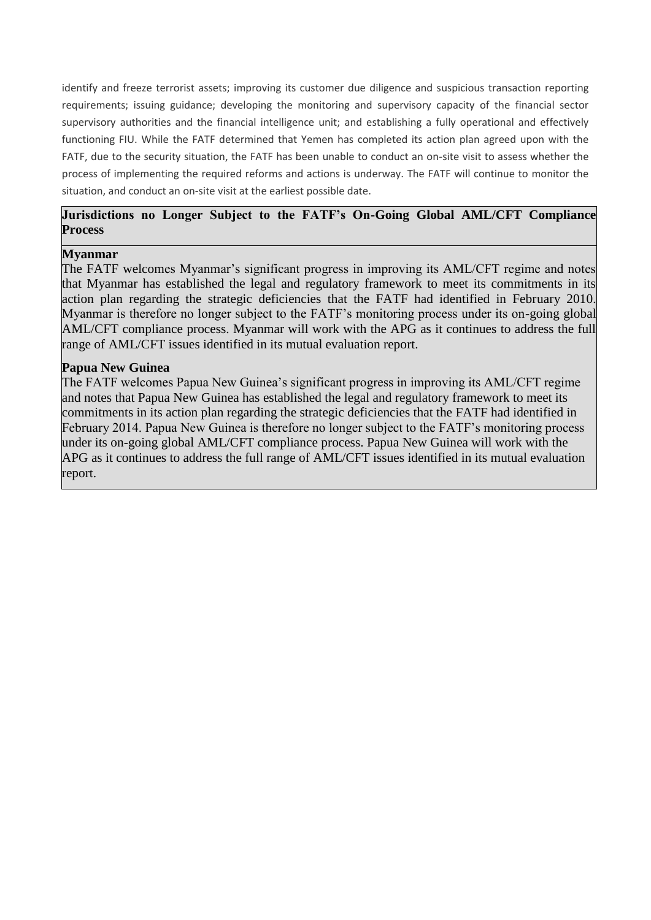identify and freeze terrorist assets; improving its customer due diligence and suspicious transaction reporting requirements; issuing guidance; developing the monitoring and supervisory capacity of the financial sector supervisory authorities and the financial intelligence unit; and establishing a fully operational and effectively functioning FIU. While the FATF determined that Yemen has completed its action plan agreed upon with the FATF, due to the security situation, the FATF has been unable to conduct an on-site visit to assess whether the process of implementing the required reforms and actions is underway. The FATF will continue to monitor the situation, and conduct an on-site visit at the earliest possible date.

## Jurisdictions no Longer Subject to the FATF's On-Going Global AML/CFT Compliance Process

### Myanmar

The FATF welcomes Myanmar's significant progress in improving its AML/CFT regime and notes that Myanmar has established the legal and regulatory framework to meet its commitments in its action plan regarding the strategic deficiencies that the FATF had identified in February 2010. Myanmar is therefore no longer subject to the FATF's monitoring process under its on-going global AML/CFT compliance process. Myanmar will work with the APG as it continues to address the full range of AML/CFT issues identified in its mutual evaluation report.

### Papua New Guinea

The FATF welcomes Papua New Guinea's significant progress in improving its AML/CFT regime and notes that Papua New Guinea has established the legal and regulatory framework to meet its commitments in its action plan regarding the strategic deficiencies that the FATF had identified in February 2014. Papua New Guinea is therefore no longer subject to the FATF's monitoring process under its on-going global AML/CFT compliance process. Papua New Guinea will work with the APG as it continues to address the full range of AML/CFT issues identified in its mutual evaluation report.